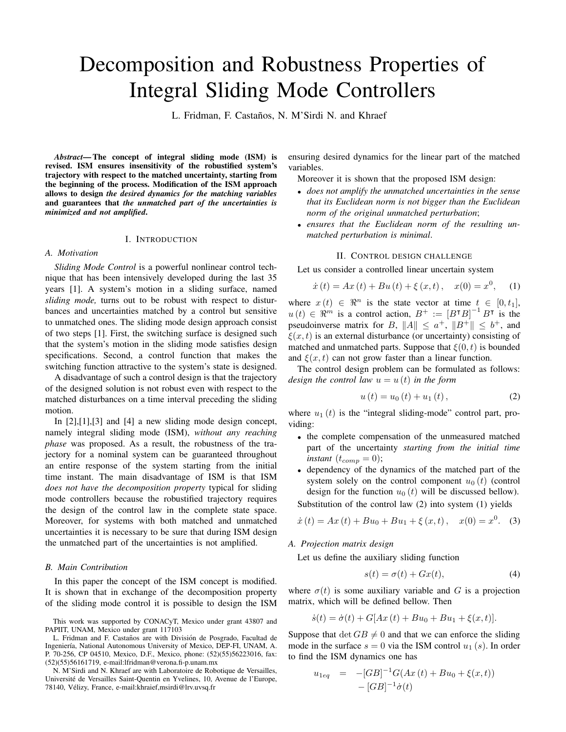# Decomposition and Robustness Properties of Integral Sliding Mode Controllers

L. Fridman, F. Castaños, N. M'Sirdi N. and Khraef

***Abstract*— The concept of integral sliding mode (ISM) is revised. ISM ensures insensitivity of the robustified system's trajectory with respect to the matched uncertainty, starting from the beginning of the process. Modification of the ISM approach allows to design *the desired dynamics for the matching variables* and guarantees that *the unmatched part of the uncertainties is minimized and not amplified*.**

## I. Introduction

### A. Motivation

*Sliding Mode Control* is a powerful nonlinear control technique that has been intensively developed during the last 35 years [1]. A system's motion in a sliding surface, named *sliding mode,* turns out to be robust with respect to disturbances and uncertainties matched by a control but sensitive to unmatched ones. The sliding mode design approach consist of two steps [1]. First, the switching surface is designed such that the system's motion in the sliding mode satisfies design specifications. Second, a control function that makes the switching function attractive to the system's state is designed.

A disadvantage of such a control design is that the trajectory of the designed solution is not robust even with respect to the matched disturbances on a time interval preceding the sliding motion.

In [2],[1],[3] and [4] a new sliding mode design concept, namely integral sliding mode (ISM), *without any reaching phase* was proposed. As a result, the robustness of the trajectory for a nominal system can be guaranteed throughout an entire response of the system starting from the initial time instant. The main disadvantage of ISM is that ISM *does not have the decomposition property* typical for sliding mode controllers because the robustified trajectory requires the design of the control law in the complete state space. Moreover, for systems with both matched and unmatched uncertainties it is necessary to be sure that during ISM design the unmatched part of the uncertainties is not amplified.

### B. Main Contribution

In this paper the concept of the ISM concept is modified. It is shown that in exchange of the decomposition property of the sliding mode control it is possible to design the ISM ensuring desired dynamics for the linear part of the matched variables.

Moreover it is shown that the proposed ISM design:

- *does not amplify the unmatched uncertainties in the sense that its Euclidean norm is not bigger than the Euclidean norm of the original unmatched perturbation*;
- *ensures that the Euclidean norm of the resulting unmatched perturbation is minimal*.

This work was supported by CONACyT, Mexico under grant 43807 and PAPIIT, UNAM, Mexico under grant 117103

L. Fridman and F. Castaños are with División de Posgrado, Facultad de Ingeniería, National Autonomous University of Mexico, DEP-FI, UNAM, A. P. 70-256, CP 04510, Mexico, D.F., Mexico, phone: (52)(55)56223016, fax: (52)(55)56161719, e-mail:lfridman@verona.fi-p.unam.mx

N. M'Sirdi and N. Khraef are with Laboratoire de Robotique de Versailles, Université de Versailles Saint-Quentin en Yvelines, 10, Avenue de l'Europe, 78140, Vélizy, France, e-mail:khraief,msirdi@lrv.uvsq.fr

## II. Control design challenge

Let us consider a controlled linear uncertain system

$$\dot{x}(t) = Ax(t) + Bu(t) + \xi(x,t), \quad x(0) = x^0, \tag{1}$$

where $x(t) \in \Re^n$ is the state vector at time $t \in [0, t_1]$, $u(t) \in \Re^m$ is a control action, $B^+ := \left[B^\intercal B\right]^{-1} B^\intercal$ is the pseudoinverse matrix for $B$, $\|A\| \le a^+$, $\|B^+\| \le b^+$, and $\xi(x,t)$ is an external disturbance (or uncertainty) consisting of matched and unmatched parts. Suppose that $\xi(0,t)$ is bounded and $\xi(x,t)$ can not grow faster than a linear function.

The control design problem can be formulated as follows: *design the control law $u = u(t)$ in the form*

$$u(t) = u_0(t) + u_1(t), \tag{2}$$

where $u_1(t)$ is the "integral sliding-mode" control part, providing:

- the complete compensation of the unmeasured matched part of the uncertainty *starting from the initial time instant* ($t_{comp} = 0$);
- dependency of the dynamics of the matched part of the system solely on the control component $u_0(t)$ (control design for the function $u_0(t)$ will be discussed bellow).

Substitution of the control law (2) into system (1) yields

$$\dot{x}(t) = Ax(t) + Bu_0 + Bu_1 + \xi(x,t), \quad x(0) = x^0. \tag{3}$$

### A. Projection matrix design

Let us define the auxiliary sliding function

$$s(t) = \sigma(t) + Gx(t), \tag{4}$$

where $\sigma(t)$ is some auxiliary variable and $G$ is a projection matrix, which will be defined bellow. Then

$$\dot{s}(t) = \dot{\sigma}(t) + G[Ax(t) + Bu_0 + Bu_1 + \xi(x,t)].$$

Suppose that $\det GB \neq 0$ and that we can enforce the sliding mode in the surface $s = 0$ via the ISM control $u_1(s)$. In order to find the ISM dynamics one has

$$\begin{aligned} u_{1eq} &= -[GB]^{-1}G(Ax(t) + Bu_0 + \xi(x,t)) \\ &\quad - [GB]^{-1}\dot{\sigma}(t) \end{aligned}$$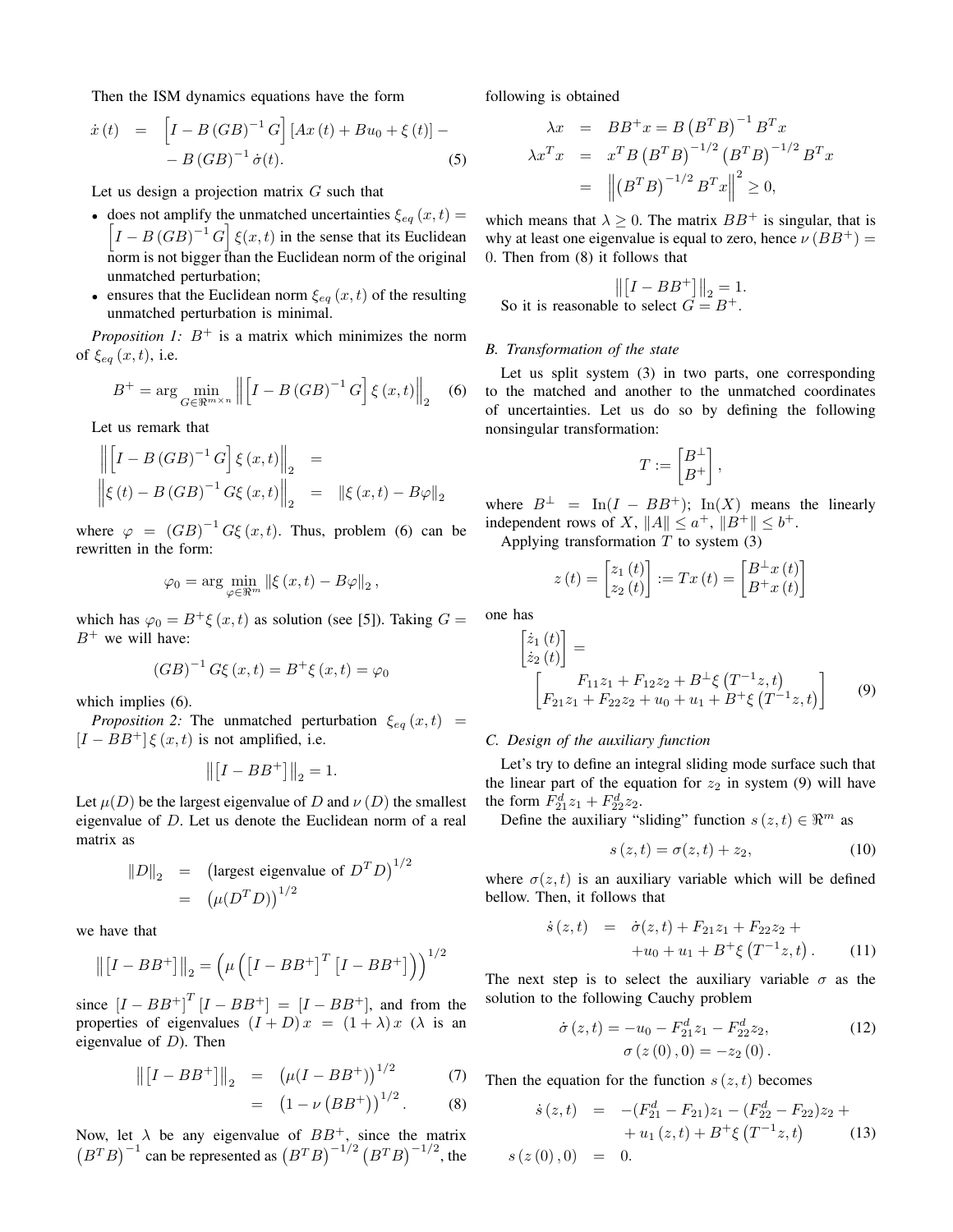Then the ISM dynamics equations have the form

$$
\begin{aligned}
\dot{x}(t) &= \left[I - B(GB)^{-1}G\right][Ax(t) + Bu_0 + \xi(t)] - \\
&\quad - B(GB)^{-1}\dot{\sigma}(t). \qquad (5)
\end{aligned}
$$

Let us design a projection matrix $G$ such that

- does not amplify the unmatched uncertainties $\xi_{eq}(x,t) = \left[I - B(GB)^{-1}G\right]\xi(x,t)$ in the sense that its Euclidean norm is not bigger than the Euclidean norm of the original unmatched perturbation;
- ensures that the Euclidean norm $\xi_{eq}(x,t)$ of the resulting unmatched perturbation is minimal.

*Proposition 1:* $B^{+}$ is a matrix which minimizes the norm of $\xi_{eq}(x,t)$, i.e.

$$
B^{+} = \arg\min_{G \in \Re^{m \times n}} \left\| \left[I - B(GB)^{-1}G\right]\xi(x,t)\right\|_2 \qquad (6)
$$

Let us remark that

$$
\begin{aligned}
\left\| \left[I - B(GB)^{-1}G\right]\xi(x,t)\right\|_2 &= \\
\left\| \xi(t) - B(GB)^{-1}G\xi(x,t)\right\|_2 &= \|\xi(x,t) - B\varphi\|_2
\end{aligned}
$$

where $\varphi = (GB)^{-1}G\xi(x,t)$. Thus, problem (6) can be rewritten in the form:

$$
\varphi_0 = \arg\min_{\varphi \in \Re^m} \|\xi(x,t) - B\varphi\|_2,
$$

which has $\varphi_0 = B^{+}\xi(x,t)$ as solution (see [5]). Taking $G = B^{+}$ we will have:

$$
(GB)^{-1}G\xi(x,t) = B^{+}\xi(x,t) = \varphi_0
$$

which implies (6).

*Proposition 2:* The unmatched perturbation $\xi_{eq}(x,t) = [I - BB^{+}]\xi(x,t)$ is not amplified, i.e.

$$
\left\| \left[I - BB^{+}\right]\right\|_2 = 1.
$$

Let $\mu(D)$ be the largest eigenvalue of $D$ and $\nu(D)$ the smallest eigenvalue of $D$. Let us denote the Euclidean norm of a real matrix as

$$
\begin{aligned}
\|D\|_2 &= \left(\text{largest eigenvalue of } D^T D\right)^{1/2} \\
&= \left(\mu(D^T D)\right)^{1/2}
\end{aligned}
$$

we have that

$$
\left\| \left[I - BB^{+}\right]\right\|_2 = \left(\mu\left(\left[I - BB^{+}\right]^T\left[I - BB^{+}\right]\right)\right)^{1/2}
$$

since $\left[I - BB^{+}\right]^T\left[I - BB^{+}\right] = \left[I - BB^{+}\right]$, and from the properties of eigenvalues $(I + D)x = (1 + \lambda)x$ ($\lambda$ is an eigenvalue of $D$). Then

$$
\begin{aligned}
\left\| \left[I - BB^{+}\right]\right\|_2 &= \left(\mu(I - BB^{+})\right)^{1/2} \qquad (7)\\
&= \left(1 - \nu\left(BB^{+}\right)\right)^{1/2}. \qquad (8)
\end{aligned}
$$

Now, let $\lambda$ be any eigenvalue of $BB^{+}$, since the matrix $\left(B^T B\right)^{-1}$ can be represented as $\left(B^T B\right)^{-1/2}\left(B^T B\right)^{-1/2}$, the following is obtained

$$
\begin{aligned}
\lambda x &= BB^{+}x = B\left(B^T B\right)^{-1}B^T x \\
\lambda x^T x &= x^T B\left(B^T B\right)^{-1/2}\left(B^T B\right)^{-1/2}B^T x \\
&= \left\| \left(B^T B\right)^{-1/2}B^T x\right\|^2 \geq 0,
\end{aligned}
$$

which means that $\lambda \geq 0$. The matrix $BB^{+}$ is singular, that is why at least one eigenvalue is equal to zero, hence $\nu\left(BB^{+}\right) = 0$. Then from (8) it follows that

$$
\left\| \left[I - BB^{+}\right]\right\|_2 = 1.
$$

So it is reasonable to select $G = B^{+}$.

### B. Transformation of the state

Let us split system (3) in two parts, one corresponding to the matched and another to the unmatched coordinates of uncertainties. Let us do so by defining the following nonsingular transformation:

$$
T := \begin{bmatrix} B^{\perp} \\ B^{+} \end{bmatrix},
$$

where $B^{\perp} = \text{In}(I - BB^{+})$; $\text{In}(X)$ means the linearly independent rows of $X$, $\|A\| \leq a^{+}$, $\|B^{+}\| \leq b^{+}$.

Applying transformation $T$ to system (3)

$$
z(t) = \begin{bmatrix} z_1(t) \\ z_2(t) \end{bmatrix} := Tx(t) = \begin{bmatrix} B^{\perp}x(t) \\ B^{+}x(t) \end{bmatrix}
$$

one has

$$
\begin{bmatrix} \dot{z}_1(t) \\ \dot{z}_2(t) \end{bmatrix} = \begin{bmatrix} F_{11}z_1 + F_{12}z_2 + B^{\perp}\xi\left(T^{-1}z,t\right) \\ F_{21}z_1 + F_{22}z_2 + u_0 + u_1 + B^{+}\xi\left(T^{-1}z,t\right) \end{bmatrix} \qquad (9)
$$

### C. Design of the auxiliary function

Let's try to define an integral sliding mode surface such that the linear part of the equation for $z_2$ in system (9) will have the form $F_{21}^d z_1 + F_{22}^d z_2$.

Define the auxiliary "sliding" function $s(z,t) \in \Re^m$ as

$$
s(z,t) = \sigma(z,t) + z_2, \qquad (10)
$$

where $\sigma(z,t)$ is an auxiliary variable which will be defined bellow. Then, it follows that

$$
\begin{aligned}
\dot{s}(z,t) &= \dot{\sigma}(z,t) + F_{21}z_1 + F_{22}z_2 + \\
&\quad + u_0 + u_1 + B^{+}\xi\left(T^{-1}z,t\right). \qquad (11)
\end{aligned}
$$

The next step is to select the auxiliary variable $\sigma$ as the solution to the following Cauchy problem

$$
\begin{aligned}
\dot{\sigma}(z,t) &= -u_0 - F_{21}^d z_1 - F_{22}^d z_2, \qquad (12)\\
\sigma(z(0),0) &= -z_2(0).
\end{aligned}
$$

Then the equation for the function $s(z,t)$ becomes

$$
\begin{aligned}
\dot{s}(z,t) &= -(F_{21}^d - F_{21})z_1 - (F_{22}^d - F_{22})z_2 + \\
&\quad + u_1(z,t) + B^{+}\xi\left(T^{-1}z,t\right) \qquad (13)\\
s(z(0),0) &= 0.
\end{aligned}
$$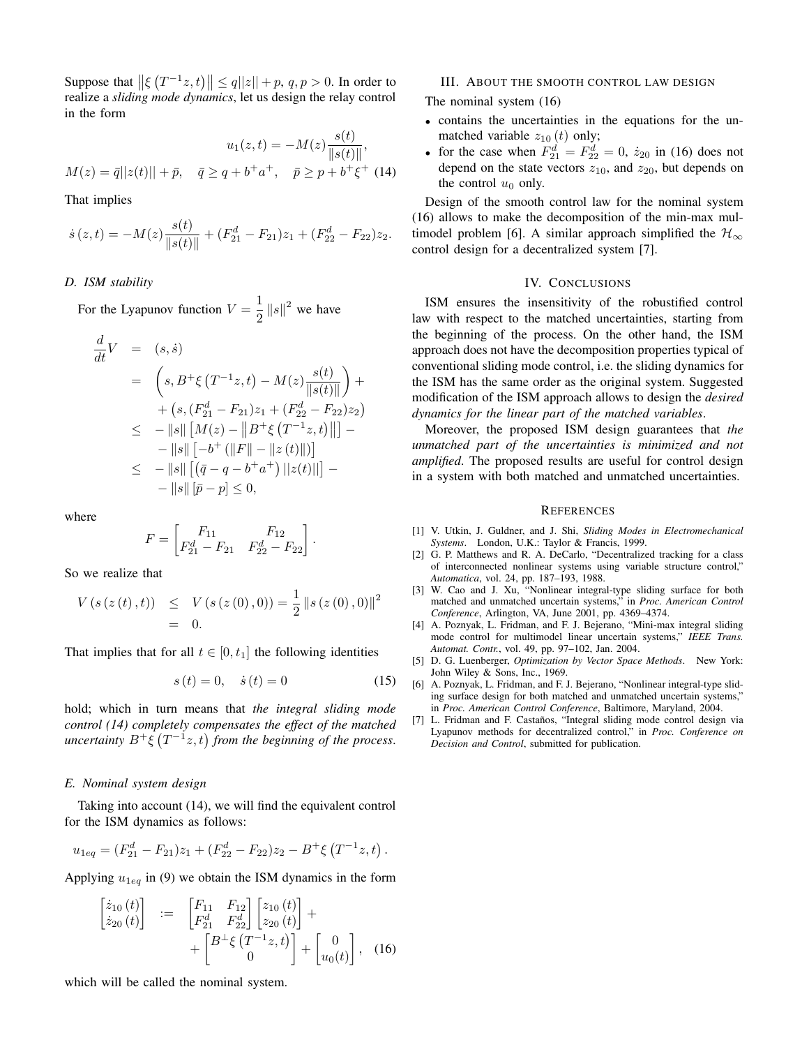Suppose that $\left\|\xi\left(T^{-1}z,t\right)\right\| \leq q||z|| + p$, $q, p > 0$. In order to realize a *sliding mode dynamics*, let us design the relay control in the form

$$u_1(z,t) = -M(z)\frac{s(t)}{\|s(t)\|},$$

$$M(z) = \bar{q}||z(t)|| + \bar{p}, \quad \bar{q} \geq q + b^+a^+, \quad \bar{p} \geq p + b^+\xi^+ \quad (14)$$

That implies

$$\dot{s}\left(z,t\right) = -M(z)\frac{s(t)}{\|s(t)\|} + (F_{21}^d - F_{21})z_1 + (F_{22}^d - F_{22})z_2.$$

### D. ISM stability

For the Lyapunov function $V = \frac{1}{2}\left\|s\right\|^2$ we have

$$\begin{aligned}
\frac{d}{dt}V &= (s, \dot{s}) \\
&= \left(s, B^+\xi\left(T^{-1}z,t\right) - M(z)\frac{s(t)}{\|s(t)\|}\right) + \\
&\quad + \left(s, (F_{21}^d - F_{21})z_1 + (F_{22}^d - F_{22})z_2\right) \\
&\leq -\|s\|\left[M(z) - \left\|B^+\xi\left(T^{-1}z,t\right)\right\|\right] - \\
&\quad - \|s\|\left[-b^+\left(\|F\| - \|z\left(t\right)\|\right)\right] \\
&\leq -\|s\|\left[\left(\bar{q} - q - b^+a^+\right)||z(t)||\right] - \\
&\quad - \|s\|\left[\bar{p} - p\right] \leq 0,
\end{aligned}$$

where

$$F = \begin{bmatrix} F_{11} & F_{12} \\ F_{21}^d - F_{21} & F_{22}^d - F_{22} \end{bmatrix}.$$

So we realize that

$$\begin{aligned}
V\left(s\left(z\left(t\right),t\right)\right) &\leq V\left(s\left(z\left(0\right),0\right)\right) = \frac{1}{2}\left\|s\left(z\left(0\right),0\right)\right\|^2 \\
&= 0.
\end{aligned}$$

That implies that for all $t \in [0, t_1]$ the following identities

$$s\left(t\right) = 0, \quad \dot{s}\left(t\right) = 0 \quad (15)$$

hold; which in turn means that *the integral sliding mode control (14) completely compensates the effect of the matched uncertainty* $B^+\xi\left(T^{-1}z,t\right)$ *from the beginning of the process*.

### E. Nominal system design

Taking into account (14), we will find the equivalent control for the ISM dynamics as follows:

$$u_{1eq} = (F_{21}^d - F_{21})z_1 + (F_{22}^d - F_{22})z_2 - B^+\xi\left(T^{-1}z,t\right).$$

Applying $u_{1eq}$ in (9) we obtain the ISM dynamics in the form

$$\begin{aligned}
\begin{bmatrix} \dot{z}_{10}\left(t\right) \\ \dot{z}_{20}\left(t\right) \end{bmatrix} &:= \begin{bmatrix} F_{11} & F_{12} \\ F_{21}^d & F_{22}^d \end{bmatrix}\begin{bmatrix} z_{10}\left(t\right) \\ z_{20}\left(t\right) \end{bmatrix} + \\
&\quad + \begin{bmatrix} B^{\perp}\xi\left(T^{-1}z,t\right) \\ 0 \end{bmatrix} + \begin{bmatrix} 0 \\ u_0(t) \end{bmatrix}, \quad (16)
\end{aligned}$$

which will be called the nominal system.

## III. About the smooth control law design

The nominal system (16)

- contains the uncertainties in the equations for the unmatched variable $z_{10}\left(t\right)$ only;
- for the case when $F_{21}^d = F_{22}^d = 0$, $\dot{z}_{20}$ in (16) does not depend on the state vectors $z_{10}$, and $z_{20}$, but depends on the control $u_0$ only.

Design of the smooth control law for the nominal system (16) allows to make the decomposition of the min-max multimodel problem [6]. A similar approach simplified the $\mathcal{H}_\infty$ control design for a decentralized system [7].

## IV. Conclusions

ISM ensures the insensitivity of the robustified control law with respect to the matched uncertainties, starting from the beginning of the process. On the other hand, the ISM approach does not have the decomposition properties typical of conventional sliding mode control, i.e. the sliding dynamics for the ISM has the same order as the original system. Suggested modification of the ISM approach allows to design the *desired dynamics for the linear part of the matched variables*.

Moreover, the proposed ISM design guarantees that *the unmatched part of the uncertainties is minimized and not amplified*. The proposed results are useful for control design in a system with both matched and unmatched uncertainties.

## References

[1] V. Utkin, J. Guldner, and J. Shi, *Sliding Modes in Electromechanical Systems*. London, U.K.: Taylor & Francis, 1999.

[2] G. P. Matthews and R. A. DeCarlo, "Decentralized tracking for a class of interconnected nonlinear systems using variable structure control," *Automatica*, vol. 24, pp. 187–193, 1988.

[3] W. Cao and J. Xu, "Nonlinear integral-type sliding surface for both matched and unmatched uncertain systems," in *Proc. American Control Conference*, Arlington, VA, June 2001, pp. 4369–4374.

[4] A. Poznyak, L. Fridman, and F. J. Bejerano, "Mini-max integral sliding mode control for multimodel linear uncertain systems," *IEEE Trans. Automat. Contr.*, vol. 49, pp. 97–102, Jan. 2004.

[5] D. G. Luenberger, *Optimization by Vector Space Methods*. New York: John Wiley & Sons, Inc., 1969.

[6] A. Poznyak, L. Fridman, and F. J. Bejerano, "Nonlinear integral-type sliding surface design for both matched and unmatched uncertain systems," in *Proc. American Control Conference*, Baltimore, Maryland, 2004.

[7] L. Fridman and F. Castaños, "Integral sliding mode control design via Lyapunov methods for decentralized control," in *Proc. Conference on Decision and Control*, submitted for publication.